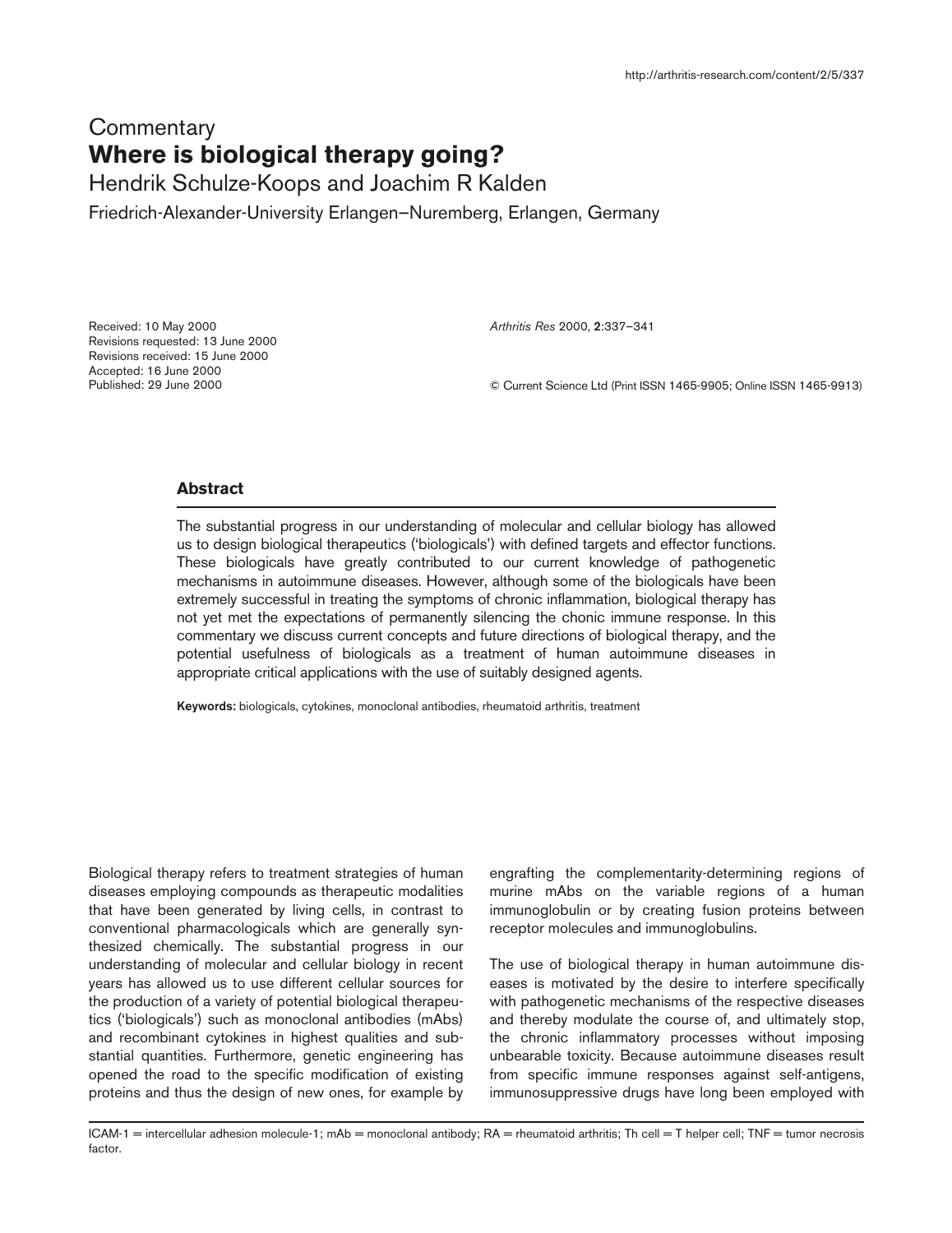Commentary

# Where is biological therapy going?

Hendrik Schulze-Koops and Joachim R Kalden

Friedrich-Alexander-University Erlangen–Nuremberg, Erlangen, Germany

Received: 10 May 2000
Revisions requested: 13 June 2000
Revisions received: 15 June 2000
Accepted: 16 June 2000
Published: 29 June 2000

*Arthritis Res* 2000, **2**:337–341

© Current Science Ltd (Print ISSN 1465-9905; Online ISSN 1465-9913)

## Abstract

The substantial progress in our understanding of molecular and cellular biology has allowed us to design biological therapeutics ('biologicals') with defined targets and effector functions. These biologicals have greatly contributed to our current knowledge of pathogenetic mechanisms in autoimmune diseases. However, although some of the biologicals have been extremely successful in treating the symptoms of chronic inflammation, biological therapy has not yet met the expectations of permanently silencing the chonic immune response. In this commentary we discuss current concepts and future directions of biological therapy, and the potential usefulness of biologicals as a treatment of human autoimmune diseases in appropriate critical applications with the use of suitably designed agents.

**Keywords:** biologicals, cytokines, monoclonal antibodies, rheumatoid arthritis, treatment

Biological therapy refers to treatment strategies of human diseases employing compounds as therapeutic modalities that have been generated by living cells, in contrast to conventional pharmacologicals which are generally synthesized chemically. The substantial progress in our understanding of molecular and cellular biology in recent years has allowed us to use different cellular sources for the production of a variety of potential biological therapeutics ('biologicals') such as monoclonal antibodies (mAbs) and recombinant cytokines in highest qualities and substantial quantities. Furthermore, genetic engineering has opened the road to the specific modification of existing proteins and thus the design of new ones, for example by engrafting the complementarity-determining regions of murine mAbs on the variable regions of a human immunoglobulin or by creating fusion proteins between receptor molecules and immunoglobulins.

The use of biological therapy in human autoimmune diseases is motivated by the desire to interfere specifically with pathogenetic mechanisms of the respective diseases and thereby modulate the course of, and ultimately stop, the chronic inflammatory processes without imposing unbearable toxicity. Because autoimmune diseases result from specific immune responses against self-antigens, immunosuppressive drugs have long been employed with

ICAM-1 = intercellular adhesion molecule-1; mAb = monoclonal antibody; RA = rheumatoid arthritis; Th cell = T helper cell; TNF = tumor necrosis factor.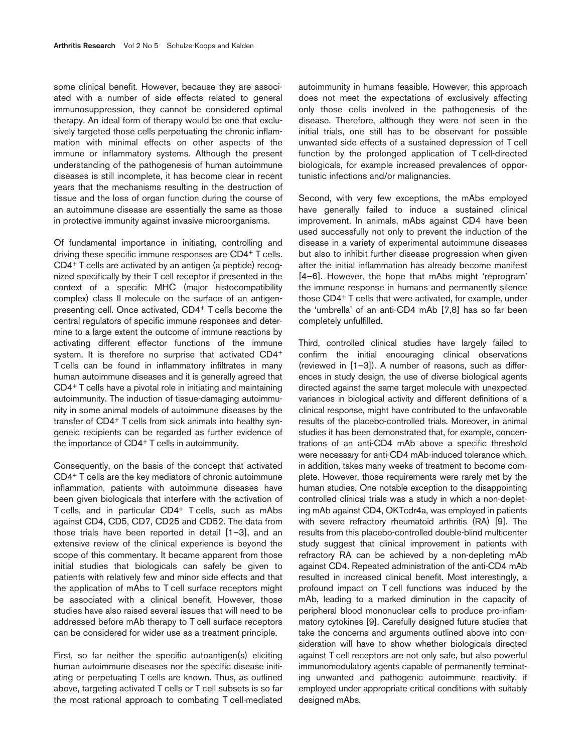some clinical benefit. However, because they are associated with a number of side effects related to general immunosuppression, they cannot be considered optimal therapy. An ideal form of therapy would be one that exclusively targeted those cells perpetuating the chronic inflammation with minimal effects on other aspects of the immune or inflammatory systems. Although the present understanding of the pathogenesis of human autoimmune diseases is still incomplete, it has become clear in recent years that the mechanisms resulting in the destruction of tissue and the loss of organ function during the course of an autoimmune disease are essentially the same as those in protective immunity against invasive microorganisms.

Of fundamental importance in initiating, controlling and driving these specific immune responses are CD4+ T cells. CD4+ T cells are activated by an antigen (a peptide) recognized specifically by their T cell receptor if presented in the context of a specific MHC (major histocompatibility complex) class II molecule on the surface of an antigen-presenting cell. Once activated, CD4+ T cells become the central regulators of specific immune responses and determine to a large extent the outcome of immune reactions by activating different effector functions of the immune system. It is therefore no surprise that activated CD4+ T cells can be found in inflammatory infiltrates in many human autoimmune diseases and it is generally agreed that CD4+ T cells have a pivotal role in initiating and maintaining autoimmunity. The induction of tissue-damaging autoimmunity in some animal models of autoimmune diseases by the transfer of CD4+ T cells from sick animals into healthy syngeneic recipients can be regarded as further evidence of the importance of CD4+ T cells in autoimmunity.

Consequently, on the basis of the concept that activated CD4+ T cells are the key mediators of chronic autoimmune inflammation, patients with autoimmune diseases have been given biologicals that interfere with the activation of T cells, and in particular CD4+ T cells, such as mAbs against CD4, CD5, CD7, CD25 and CD52. The data from those trials have been reported in detail [1–3], and an extensive review of the clinical experience is beyond the scope of this commentary. It became apparent from those initial studies that biologicals can safely be given to patients with relatively few and minor side effects and that the application of mAbs to T cell surface receptors might be associated with a clinical benefit. However, those studies have also raised several issues that will need to be addressed before mAb therapy to T cell surface receptors can be considered for wider use as a treatment principle.

First, so far neither the specific autoantigen(s) eliciting human autoimmune diseases nor the specific disease initiating or perpetuating T cells are known. Thus, as outlined above, targeting activated T cells or T cell subsets is so far the most rational approach to combating T cell-mediated autoimmunity in humans feasible. However, this approach does not meet the expectations of exclusively affecting only those cells involved in the pathogenesis of the disease. Therefore, although they were not seen in the initial trials, one still has to be observant for possible unwanted side effects of a sustained depression of T cell function by the prolonged application of T cell-directed biologicals, for example increased prevalences of opportunistic infections and/or malignancies.

Second, with very few exceptions, the mAbs employed have generally failed to induce a sustained clinical improvement. In animals, mAbs against CD4 have been used successfully not only to prevent the induction of the disease in a variety of experimental autoimmune diseases but also to inhibit further disease progression when given after the initial inflammation has already become manifest [4–6]. However, the hope that mAbs might 'reprogram' the immune response in humans and permanently silence those CD4+ T cells that were activated, for example, under the 'umbrella' of an anti-CD4 mAb [7,8] has so far been completely unfulfilled.

Third, controlled clinical studies have largely failed to confirm the initial encouraging clinical observations (reviewed in [1–3]). A number of reasons, such as differences in study design, the use of diverse biological agents directed against the same target molecule with unexpected variances in biological activity and different definitions of a clinical response, might have contributed to the unfavorable results of the placebo-controlled trials. Moreover, in animal studies it has been demonstrated that, for example, concentrations of an anti-CD4 mAb above a specific threshold were necessary for anti-CD4 mAb-induced tolerance which, in addition, takes many weeks of treatment to become complete. However, those requirements were rarely met by the human studies. One notable exception to the disappointing controlled clinical trials was a study in which a non-depleting mAb against CD4, OKTcdr4a, was employed in patients with severe refractory rheumatoid arthritis (RA) [9]. The results from this placebo-controlled double-blind multicenter study suggest that clinical improvement in patients with refractory RA can be achieved by a non-depleting mAb against CD4. Repeated administration of the anti-CD4 mAb resulted in increased clinical benefit. Most interestingly, a profound impact on T cell functions was induced by the mAb, leading to a marked diminution in the capacity of peripheral blood mononuclear cells to produce pro-inflammatory cytokines [9]. Carefully designed future studies that take the concerns and arguments outlined above into consideration will have to show whether biologicals directed against T cell receptors are not only safe, but also powerful immunomodulatory agents capable of permanently terminating unwanted and pathogenic autoimmune reactivity, if employed under appropriate critical conditions with suitably designed mAbs.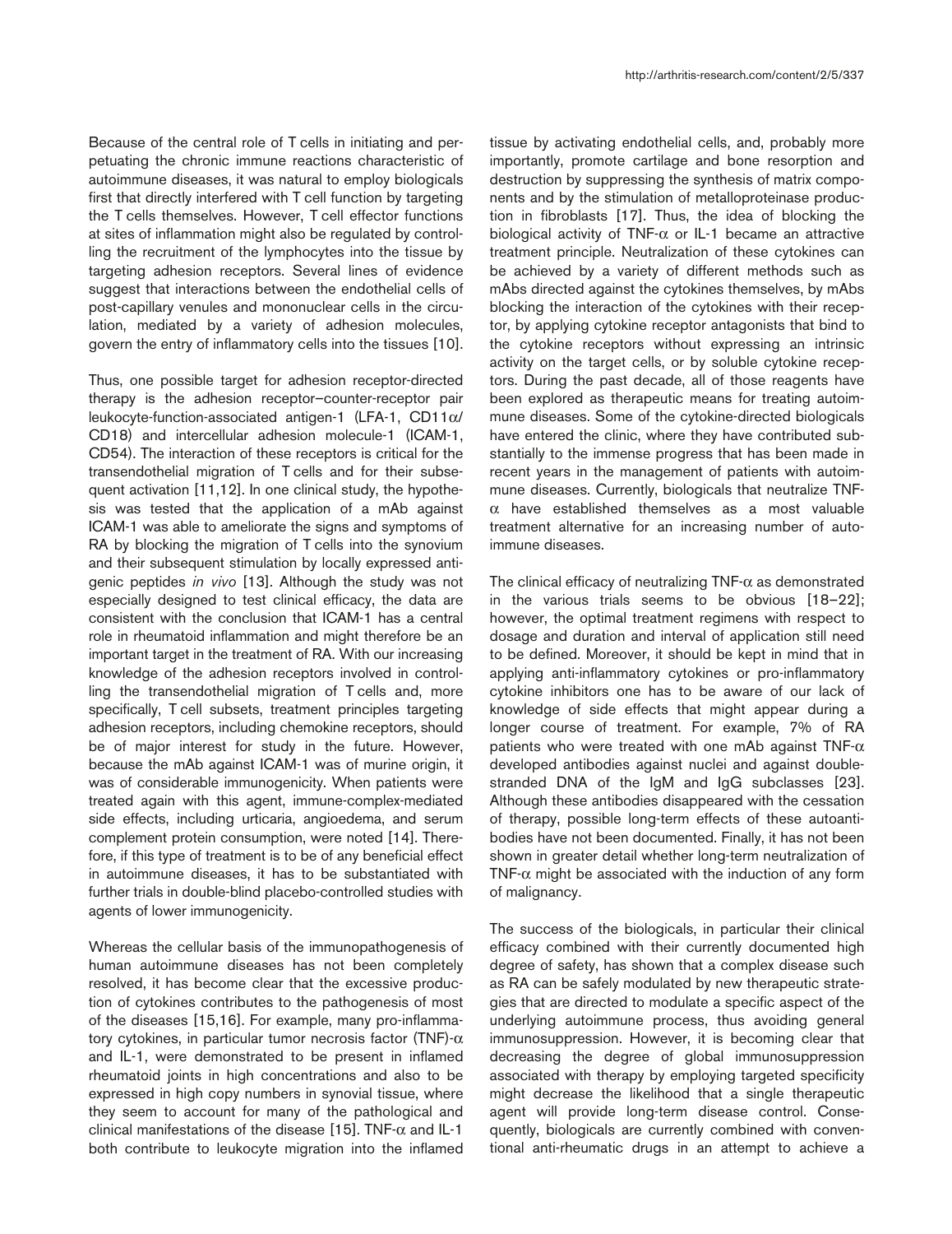Because of the central role of T cells in initiating and perpetuating the chronic immune reactions characteristic of autoimmune diseases, it was natural to employ biologicals first that directly interfered with T cell function by targeting the T cells themselves. However, T cell effector functions at sites of inflammation might also be regulated by controlling the recruitment of the lymphocytes into the tissue by targeting adhesion receptors. Several lines of evidence suggest that interactions between the endothelial cells of post-capillary venules and mononuclear cells in the circulation, mediated by a variety of adhesion molecules, govern the entry of inflammatory cells into the tissues [10].

Thus, one possible target for adhesion receptor-directed therapy is the adhesion receptor–counter-receptor pair leukocyte-function-associated antigen-1 (LFA-1, CD11α/CD18) and intercellular adhesion molecule-1 (ICAM-1, CD54). The interaction of these receptors is critical for the transendothelial migration of T cells and for their subsequent activation [11,12]. In one clinical study, the hypothesis was tested that the application of a mAb against ICAM-1 was able to ameliorate the signs and symptoms of RA by blocking the migration of T cells into the synovium and their subsequent stimulation by locally expressed antigenic peptides *in vivo* [13]. Although the study was not especially designed to test clinical efficacy, the data are consistent with the conclusion that ICAM-1 has a central role in rheumatoid inflammation and might therefore be an important target in the treatment of RA. With our increasing knowledge of the adhesion receptors involved in controlling the transendothelial migration of T cells and, more specifically, T cell subsets, treatment principles targeting adhesion receptors, including chemokine receptors, should be of major interest for study in the future. However, because the mAb against ICAM-1 was of murine origin, it was of considerable immunogenicity. When patients were treated again with this agent, immune-complex-mediated side effects, including urticaria, angioedema, and serum complement protein consumption, were noted [14]. Therefore, if this type of treatment is to be of any beneficial effect in autoimmune diseases, it has to be substantiated with further trials in double-blind placebo-controlled studies with agents of lower immunogenicity.

Whereas the cellular basis of the immunopathogenesis of human autoimmune diseases has not been completely resolved, it has become clear that the excessive production of cytokines contributes to the pathogenesis of most of the diseases [15,16]. For example, many pro-inflammatory cytokines, in particular tumor necrosis factor (TNF)-α and IL-1, were demonstrated to be present in inflamed rheumatoid joints in high concentrations and also to be expressed in high copy numbers in synovial tissue, where they seem to account for many of the pathological and clinical manifestations of the disease [15]. TNF-α and IL-1 both contribute to leukocyte migration into the inflamed tissue by activating endothelial cells, and, probably more importantly, promote cartilage and bone resorption and destruction by suppressing the synthesis of matrix components and by the stimulation of metalloproteinase production in fibroblasts [17]. Thus, the idea of blocking the biological activity of TNF-α or IL-1 became an attractive treatment principle. Neutralization of these cytokines can be achieved by a variety of different methods such as mAbs directed against the cytokines themselves, by mAbs blocking the interaction of the cytokines with their receptor, by applying cytokine receptor antagonists that bind to the cytokine receptors without expressing an intrinsic activity on the target cells, or by soluble cytokine receptors. During the past decade, all of those reagents have been explored as therapeutic means for treating autoimmune diseases. Some of the cytokine-directed biologicals have entered the clinic, where they have contributed substantially to the immense progress that has been made in recent years in the management of patients with autoimmune diseases. Currently, biologicals that neutralize TNF-α have established themselves as a most valuable treatment alternative for an increasing number of autoimmune diseases.

The clinical efficacy of neutralizing TNF-α as demonstrated in the various trials seems to be obvious [18–22]; however, the optimal treatment regimens with respect to dosage and duration and interval of application still need to be defined. Moreover, it should be kept in mind that in applying anti-inflammatory cytokines or pro-inflammatory cytokine inhibitors one has to be aware of our lack of knowledge of side effects that might appear during a longer course of treatment. For example, 7% of RA patients who were treated with one mAb against TNF-α developed antibodies against nuclei and against double-stranded DNA of the IgM and IgG subclasses [23]. Although these antibodies disappeared with the cessation of therapy, possible long-term effects of these autoantibodies have not been documented. Finally, it has not been shown in greater detail whether long-term neutralization of TNF-α might be associated with the induction of any form of malignancy.

The success of the biologicals, in particular their clinical efficacy combined with their currently documented high degree of safety, has shown that a complex disease such as RA can be safely modulated by new therapeutic strategies that are directed to modulate a specific aspect of the underlying autoimmune process, thus avoiding general immunosuppression. However, it is becoming clear that decreasing the degree of global immunosuppression associated with therapy by employing targeted specificity might decrease the likelihood that a single therapeutic agent will provide long-term disease control. Consequently, biologicals are currently combined with conventional anti-rheumatic drugs in an attempt to achieve a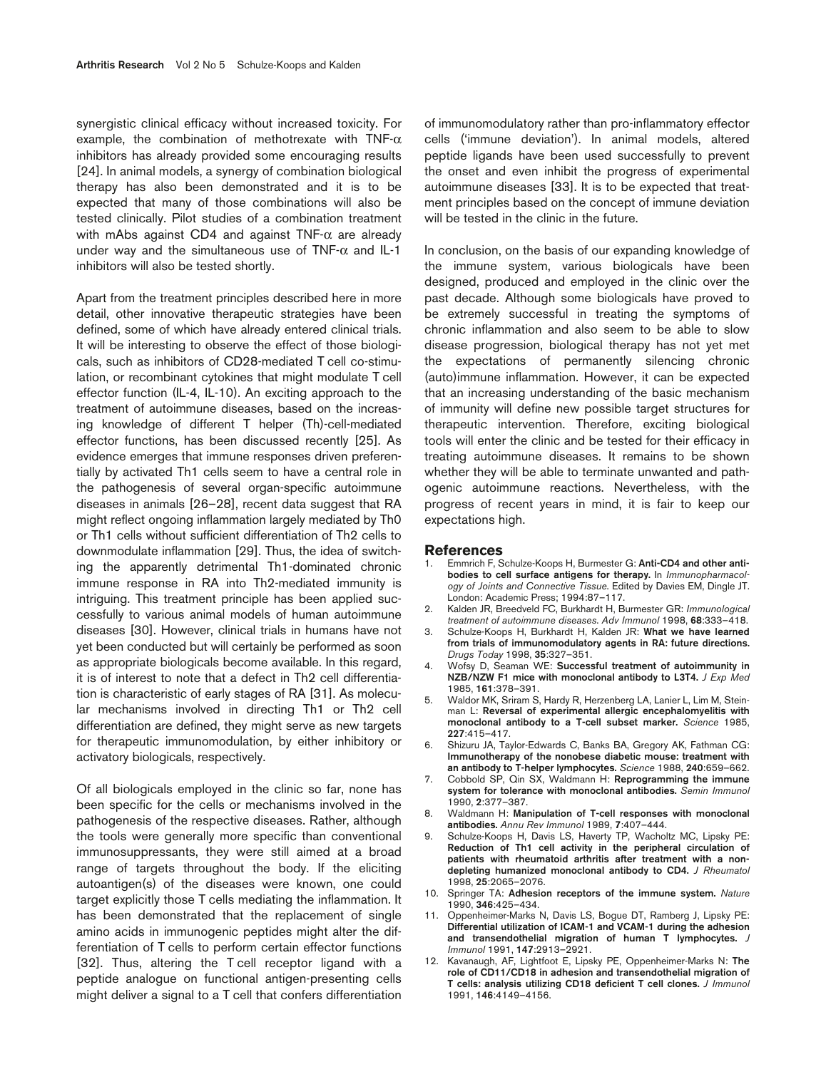synergistic clinical efficacy without increased toxicity. For example, the combination of methotrexate with TNF-α inhibitors has already provided some encouraging results [24]. In animal models, a synergy of combination biological therapy has also been demonstrated and it is to be expected that many of those combinations will also be tested clinically. Pilot studies of a combination treatment with mAbs against CD4 and against TNF-α are already under way and the simultaneous use of TNF-α and IL-1 inhibitors will also be tested shortly.

Apart from the treatment principles described here in more detail, other innovative therapeutic strategies have been defined, some of which have already entered clinical trials. It will be interesting to observe the effect of those biologicals, such as inhibitors of CD28-mediated T cell co-stimulation, or recombinant cytokines that might modulate T cell effector function (IL-4, IL-10). An exciting approach to the treatment of autoimmune diseases, based on the increasing knowledge of different T helper (Th)-cell-mediated effector functions, has been discussed recently [25]. As evidence emerges that immune responses driven preferentially by activated Th1 cells seem to have a central role in the pathogenesis of several organ-specific autoimmune diseases in animals [26–28], recent data suggest that RA might reflect ongoing inflammation largely mediated by Th0 or Th1 cells without sufficient differentiation of Th2 cells to downmodulate inflammation [29]. Thus, the idea of switching the apparently detrimental Th1-dominated chronic immune response in RA into Th2-mediated immunity is intriguing. This treatment principle has been applied successfully to various animal models of human autoimmune diseases [30]. However, clinical trials in humans have not yet been conducted but will certainly be performed as soon as appropriate biologicals become available. In this regard, it is of interest to note that a defect in Th2 cell differentiation is characteristic of early stages of RA [31]. As molecular mechanisms involved in directing Th1 or Th2 cell differentiation are defined, they might serve as new targets for therapeutic immunomodulation, by either inhibitory or activatory biologicals, respectively.

Of all biologicals employed in the clinic so far, none has been specific for the cells or mechanisms involved in the pathogenesis of the respective diseases. Rather, although the tools were generally more specific than conventional immunosuppressants, they were still aimed at a broad range of targets throughout the body. If the eliciting autoantigen(s) of the diseases were known, one could target explicitly those T cells mediating the inflammation. It has been demonstrated that the replacement of single amino acids in immunogenic peptides might alter the differentiation of T cells to perform certain effector functions [32]. Thus, altering the T cell receptor ligand with a peptide analogue on functional antigen-presenting cells might deliver a signal to a T cell that confers differentiation of immunomodulatory rather than pro-inflammatory effector cells ('immune deviation'). In animal models, altered peptide ligands have been used successfully to prevent the onset and even inhibit the progress of experimental autoimmune diseases [33]. It is to be expected that treatment principles based on the concept of immune deviation will be tested in the clinic in the future.

In conclusion, on the basis of our expanding knowledge of the immune system, various biologicals have been designed, produced and employed in the clinic over the past decade. Although some biologicals have proved to be extremely successful in treating the symptoms of chronic inflammation and also seem to be able to slow disease progression, biological therapy has not yet met the expectations of permanently silencing chronic (auto)immune inflammation. However, it can be expected that an increasing understanding of the basic mechanism of immunity will define new possible target structures for therapeutic intervention. Therefore, exciting biological tools will enter the clinic and be tested for their efficacy in treating autoimmune diseases. It remains to be shown whether they will be able to terminate unwanted and pathogenic autoimmune reactions. Nevertheless, with the progress of recent years in mind, it is fair to keep our expectations high.

## References

1. Emmrich F, Schulze-Koops H, Burmester G: **Anti-CD4 and other antibodies to cell surface antigens for therapy.** In *Immunopharmacology of Joints and Connective Tissue*. Edited by Davies EM, Dingle JT. London: Academic Press; 1994:87–117.
2. Kalden JR, Breedveld FC, Burkhardt H, Burmester GR: *Immunological treatment of autoimmune diseases. Adv Immunol* 1998, **68**:333–418.
3. Schulze-Koops H, Burkhardt H, Kalden JR: **What we have learned from trials of immunomodulatory agents in RA: future directions.** *Drugs Today* 1998, **35**:327–351.
4. Wofsy D, Seaman WE: **Successful treatment of autoimmunity in NZB/NZW F1 mice with monoclonal antibody to L3T4.** *J Exp Med* 1985, **161**:378–391.
5. Waldor MK, Sriram S, Hardy R, Herzenberg LA, Lanier L, Lim M, Steinman L: **Reversal of experimental allergic encephalomyelitis with monoclonal antibody to a T-cell subset marker.** *Science* 1985, **227**:415–417.
6. Shizuru JA, Taylor-Edwards C, Banks BA, Gregory AK, Fathman CG: **Immunotherapy of the nonobese diabetic mouse: treatment with an antibody to T-helper lymphocytes.** *Science* 1988, **240**:659–662.
7. Cobbold SP, Qin SX, Waldmann H: **Reprogramming the immune system for tolerance with monoclonal antibodies.** *Semin Immunol* 1990, **2**:377–387.
8. Waldmann H: **Manipulation of T-cell responses with monoclonal antibodies.** *Annu Rev Immunol* 1989, **7**:407–444.
9. Schulze-Koops H, Davis LS, Haverty TP, Wacholtz MC, Lipsky PE: **Reduction of Th1 cell activity in the peripheral circulation of patients with rheumatoid arthritis after treatment with a non-depleting humanized monoclonal antibody to CD4.** *J Rheumatol* 1998, **25**:2065–2076.
10. Springer TA: **Adhesion receptors of the immune system.** *Nature* 1990, **346**:425–434.
11. Oppenheimer-Marks N, Davis LS, Bogue DT, Ramberg J, Lipsky PE: **Differential utilization of ICAM-1 and VCAM-1 during the adhesion and transendothelial migration of human T lymphocytes.** *J Immunol* 1991, **147**:2913–2921.
12. Kavanaugh, AF, Lightfoot E, Lipsky PE, Oppenheimer-Marks N: **The role of CD11/CD18 in adhesion and transendothelial migration of T cells: analysis utilizing CD18 deficient T cell clones.** *J Immunol* 1991, **146**:4149–4156.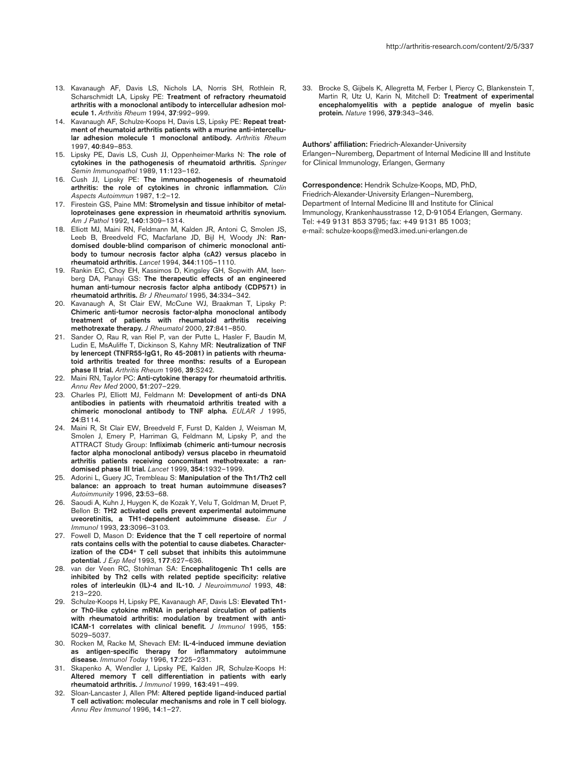13. Kavanaugh AF, Davis LS, Nichols LA, Norris SH, Rothlein R, Scharschmidt LA, Lipsky PE: **Treatment of refractory rheumatoid arthritis with a monoclonal antibody to intercellular adhesion molecule 1.** *Arthritis Rheum* 1994, **37**:992–999.
14. Kavanaugh AF, Schulze-Koops H, Davis LS, Lipsky PE: **Repeat treatment of rheumatoid arthritis patients with a murine anti-intercellular adhesion molecule 1 monoclonal antibody.** *Arthritis Rheum* 1997, **40**:849–853.
15. Lipsky PE, Davis LS, Cush JJ, Oppenheimer-Marks N: **The role of cytokines in the pathogenesis of rheumatoid arthritis.** *Springer Semin Immunopathol* 1989, **11**:123–162.
16. Cush JJ, Lipsky PE: **The immunopathogenesis of rheumatoid arthritis: the role of cytokines in chronic inflammation.** *Clin Aspects Autoimmun* 1987, **1**:2–12.
17. Firestein GS, Paine MM: **Stromelysin and tissue inhibitor of metalloproteinases gene expression in rheumatoid arthritis synovium.** *Am J Pathol* 1992, **140**:1309–1314.
18. Elliott MJ, Maini RN, Feldmann M, Kalden JR, Antoni C, Smolen JS, Leeb B, Breedveld FC, Macfarlane JD, Bijl H, Woody JN: **Randomised double-blind comparison of chimeric monoclonal antibody to tumour necrosis factor alpha (cA2) versus placebo in rheumatoid arthritis.** *Lancet* 1994, **344**:1105–1110.
19. Rankin EC, Choy EH, Kassimos D, Kingsley GH, Sopwith AM, Isenberg DA, Panayi GS: **The therapeutic effects of an engineered human anti-tumour necrosis factor alpha antibody (CDP571) in rheumatoid arthritis.** *Br J Rheumatol* 1995, **34**:334–342.
20. Kavanaugh A, St Clair EW, McCune WJ, Braakman T, Lipsky P: **Chimeric anti-tumor necrosis factor-alpha monoclonal antibody treatment of patients with rheumatoid arthritis receiving methotrexate therapy.** *J Rheumatol* 2000, **27**:841–850.
21. Sander O, Rau R, van Riel P, van der Putte L, Hasler F, Baudin M, Ludin E, MsAuliffe T, Dickinson S, Kahny MR: **Neutralization of TNF by lenercept (TNFR55-IgG1, Ro 45-2081) in patients with rheumatoid arthritis treated for three months: results of a European phase II trial.** *Arthritis Rheum* 1996, **39**:S242.
22. Maini RN, Taylor PC: **Anti-cytokine therapy for rheumatoid arthritis.** *Annu Rev Med* 2000, **51**:207–229.
23. Charles PJ, Elliott MJ, Feldmann M: **Development of anti-ds DNA antibodies in patients with rheumatoid arthritis treated with a chimeric monoclonal antibody to TNF alpha.** *EULAR J* 1995, **24**:B114.
24. Maini R, St Clair EW, Breedveld F, Furst D, Kalden J, Weisman M, Smolen J, Emery P, Harriman G, Feldmann M, Lipsky P, and the ATTRACT Study Group: **Infliximab (chimeric anti-tumour necrosis factor alpha monoclonal antibody) versus placebo in rheumatoid arthritis patients receiving concomitant methotrexate: a randomised phase III trial.** *Lancet* 1999, **354**:1932–1999.
25. Adorini L, Guery JC, Trembleau S: **Manipulation of the Th1/Th2 cell balance: an approach to treat human autoimmune diseases?** *Autoimmunity* 1996, **23**:53–68.
26. Saoudi A, Kuhn J, Huygen K, de Kozak Y, Velu T, Goldman M, Druet P, Bellon B: **TH2 activated cells prevent experimental autoimmune uveoretinitis, a TH1-dependent autoimmune disease.** *Eur J Immunol* 1993, **23**:3096–3103.
27. Fowell D, Mason D: **Evidence that the T cell repertoire of normal rats contains cells with the potential to cause diabetes. Characterization of the CD4+ T cell subset that inhibits this autoimmune potential.** *J Exp Med* 1993, **177**:627–636.
28. van der Veen RC, Stohlman SA: **Encephalitogenic Th1 cells are inhibited by Th2 cells with related peptide specificity: relative roles of interleukin (IL)-4 and IL-10.** *J Neuroimmunol* 1993, **48**: 213–220.
29. Schulze-Koops H, Lipsky PE, Kavanaugh AF, Davis LS: **Elevated Th1- or Th0-like cytokine mRNA in peripheral circulation of patients with rheumatoid arthritis: modulation by treatment with anti-ICAM-1 correlates with clinical benefit.** *J Immunol* 1995, **155**: 5029–5037.
30. Rocken M, Racke M, Shevach EM: **IL-4-induced immune deviation as antigen-specific therapy for inflammatory autoimmune disease.** *Immunol Today* 1996, **17**:225–231.
31. Skapenko A, Wendler J, Lipsky PE, Kalden JR, Schulze-Koops H: **Altered memory T cell differentiation in patients with early rheumatoid arthritis.** *J Immunol* 1999, **163**:491–499.
32. Sloan-Lancaster J, Allen PM: **Altered peptide ligand-induced partial T cell activation: molecular mechanisms and role in T cell biology.** *Annu Rev Immunol* 1996, **14**:1–27.
33. Brocke S, Gijbels K, Allegretta M, Ferber I, Piercy C, Blankenstein T, Martin R, Utz U, Karin N, Mitchell D: **Treatment of experimental encephalomyelitis with a peptide analogue of myelin basic protein.** *Nature* 1996, **379**:343–346.

**Authors' affiliation:** Friedrich-Alexander-University Erlangen–Nuremberg, Department of Internal Medicine III and Institute for Clinical Immunology, Erlangen, Germany

**Correspondence:** Hendrik Schulze-Koops, MD, PhD, Friedrich-Alexander-University Erlangen–Nuremberg, Department of Internal Medicine III and Institute for Clinical Immunology, Krankenhausstrasse 12, D-91054 Erlangen, Germany. Tel: +49 9131 853 3795; fax: +49 9131 85 1003; e-mail: schulze-koops@med3.imed.uni-erlangen.de